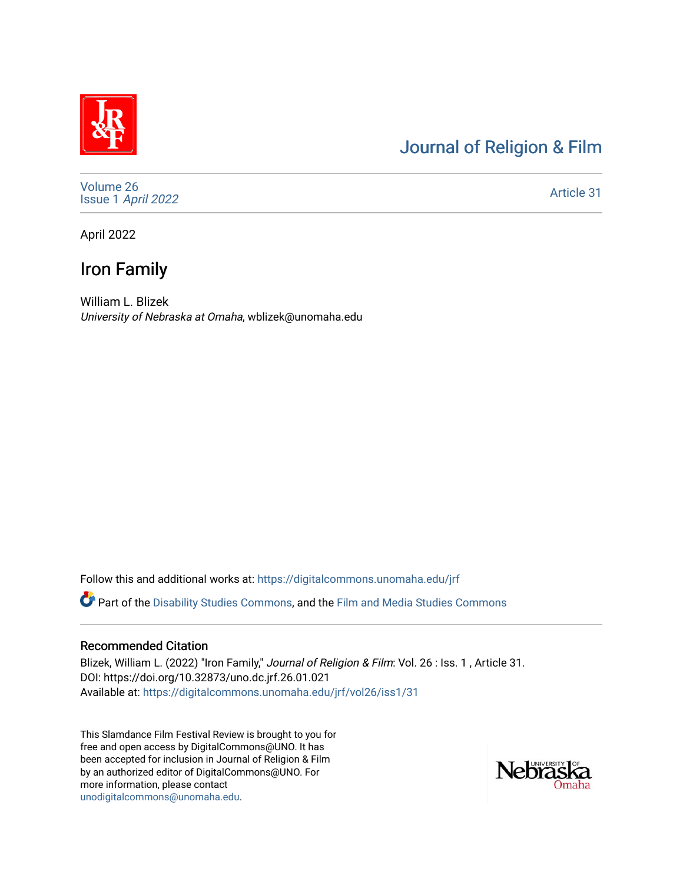# Journal of Religion & Film

Volume 26
Issue 1 *April 2022*

Article 31

April 2022

## Iron Family

William L. Blizek
*University of Nebraska at Omaha*, wblizek@unomaha.edu

Follow this and additional works at: https://digitalcommons.unomaha.edu/jrf

Part of the Disability Studies Commons, and the Film and Media Studies Commons

### Recommended Citation

Blizek, William L. (2022) "Iron Family," *Journal of Religion & Film*: Vol. 26 : Iss. 1 , Article 31.
DOI: https://doi.org/10.32873/uno.dc.jrf.26.01.021
Available at: https://digitalcommons.unomaha.edu/jrf/vol26/iss1/31

This Slamdance Film Festival Review is brought to you for free and open access by DigitalCommons@UNO. It has been accepted for inclusion in Journal of Religion & Film by an authorized editor of DigitalCommons@UNO. For more information, please contact unodigitalcommons@unomaha.edu.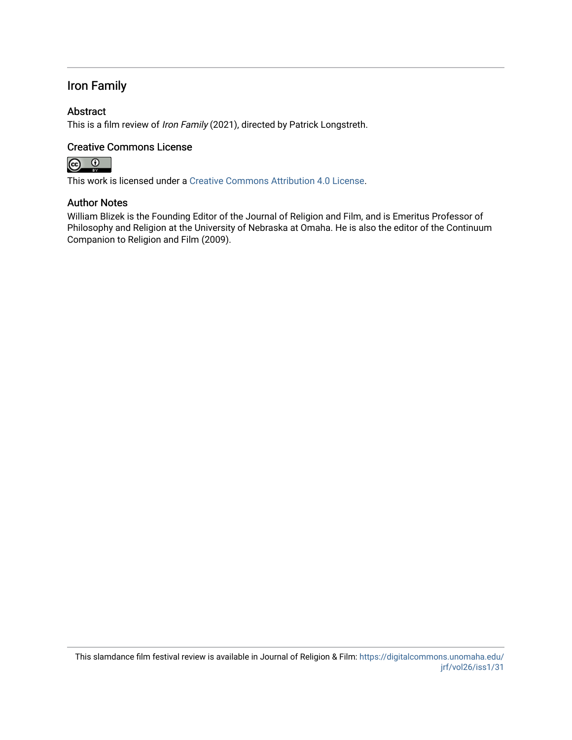## Iron Family

### Abstract

This is a film review of *Iron Family* (2021), directed by Patrick Longstreth.

### Creative Commons License

This work is licensed under a Creative Commons Attribution 4.0 License.

### Author Notes

William Blizek is the Founding Editor of the Journal of Religion and Film, and is Emeritus Professor of Philosophy and Religion at the University of Nebraska at Omaha. He is also the editor of the Continuum Companion to Religion and Film (2009).

This slamdance film festival review is available in Journal of Religion & Film: https://digitalcommons.unomaha.edu/jrf/vol26/iss1/31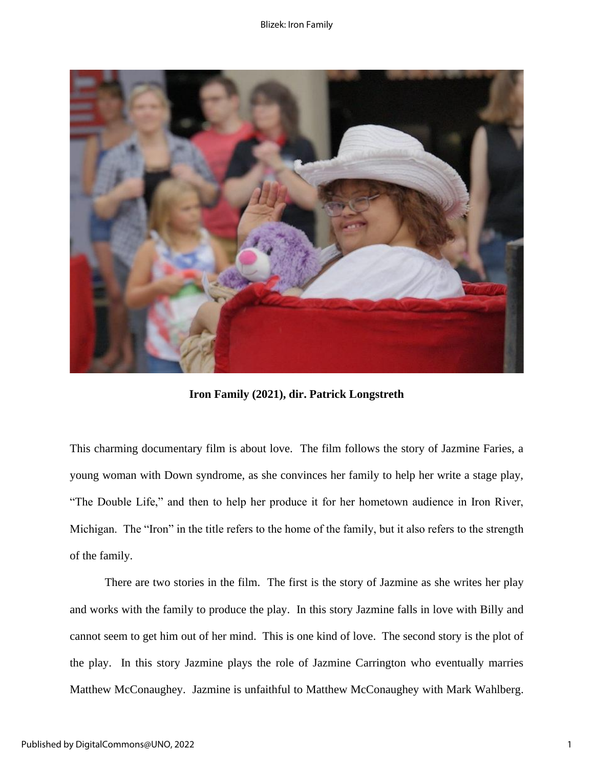**Iron Family (2021), dir. Patrick Longstreth**

This charming documentary film is about love. The film follows the story of Jazmine Faries, a young woman with Down syndrome, as she convinces her family to help her write a stage play, "The Double Life," and then to help her produce it for her hometown audience in Iron River, Michigan. The "Iron" in the title refers to the home of the family, but it also refers to the strength of the family.

There are two stories in the film. The first is the story of Jazmine as she writes her play and works with the family to produce the play. In this story Jazmine falls in love with Billy and cannot seem to get him out of her mind. This is one kind of love. The second story is the plot of the play. In this story Jazmine plays the role of Jazmine Carrington who eventually marries Matthew McConaughey. Jazmine is unfaithful to Matthew McConaughey with Mark Wahlberg.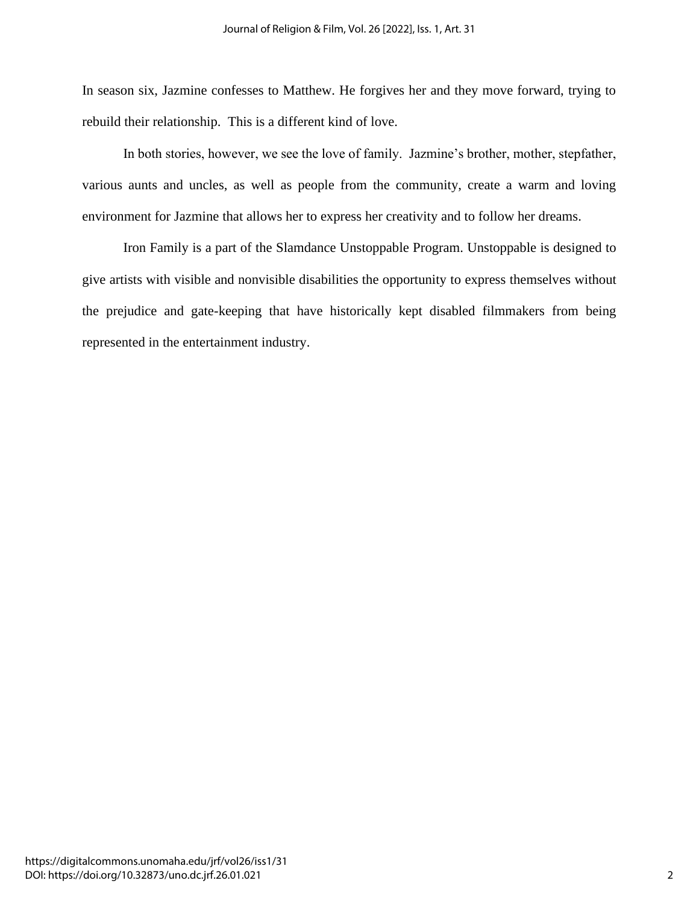In season six, Jazmine confesses to Matthew. He forgives her and they move forward, trying to rebuild their relationship. This is a different kind of love.

In both stories, however, we see the love of family. Jazmine's brother, mother, stepfather, various aunts and uncles, as well as people from the community, create a warm and loving environment for Jazmine that allows her to express her creativity and to follow her dreams.

Iron Family is a part of the Slamdance Unstoppable Program. Unstoppable is designed to give artists with visible and nonvisible disabilities the opportunity to express themselves without the prejudice and gate-keeping that have historically kept disabled filmmakers from being represented in the entertainment industry.